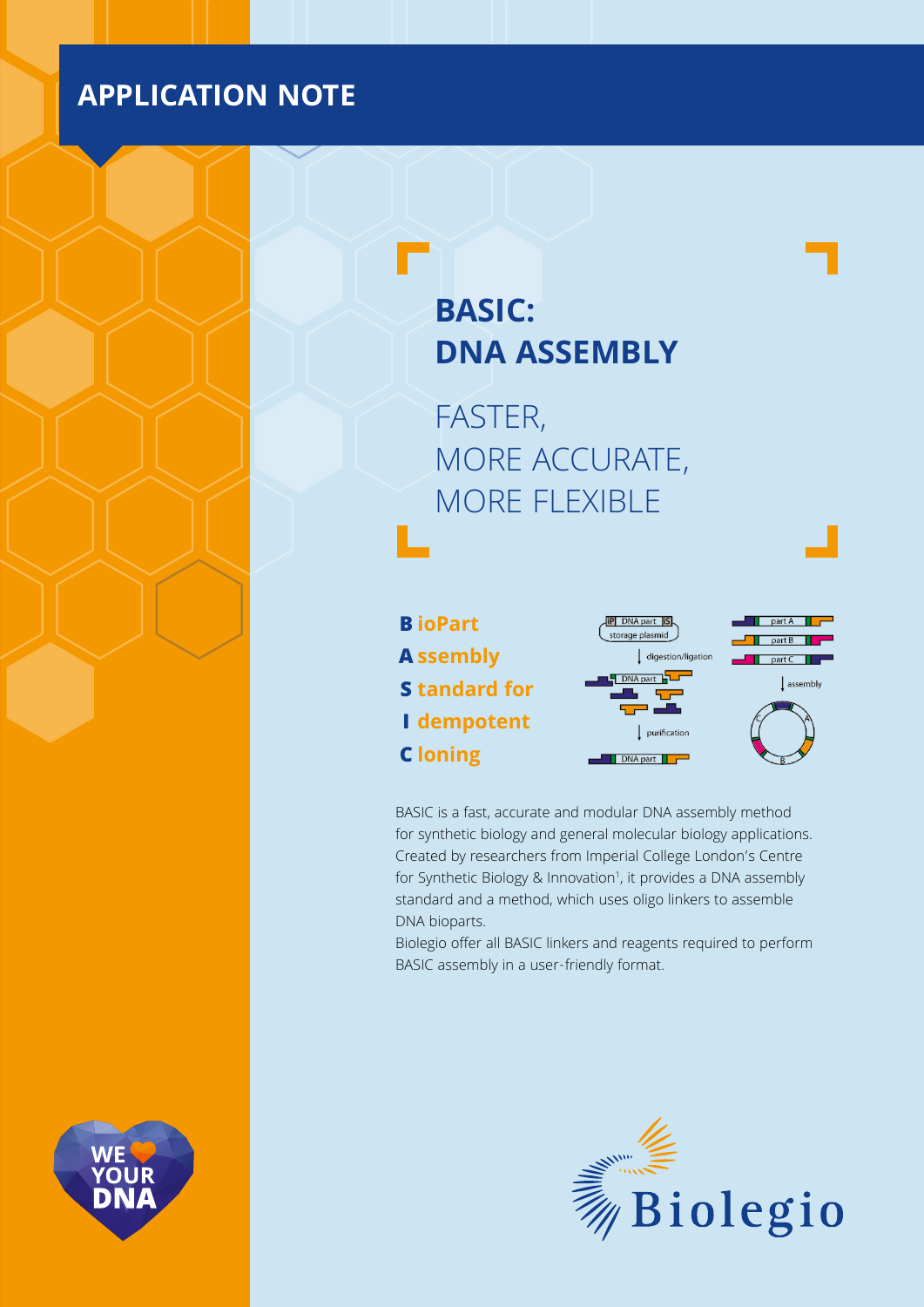APPLICATION NOTE

# BASIC: DNA ASSEMBLY

## FASTER, MORE ACCURATE, MORE FLEXIBLE

**B** ioPart
**A** ssembly
**S** tandard for
**I** dempotent
**C** loning

BASIC is a fast, accurate and modular DNA assembly method for synthetic biology and general molecular biology applications. Created by researchers from Imperial College London's Centre for Synthetic Biology & Innovation[1], it provides a DNA assembly standard and a method, which uses oligo linkers to assemble DNA bioparts.

Biolegio offer all BASIC linkers and reagents required to perform BASIC assembly in a user-friendly format.

WE YOUR DNA

Biolegio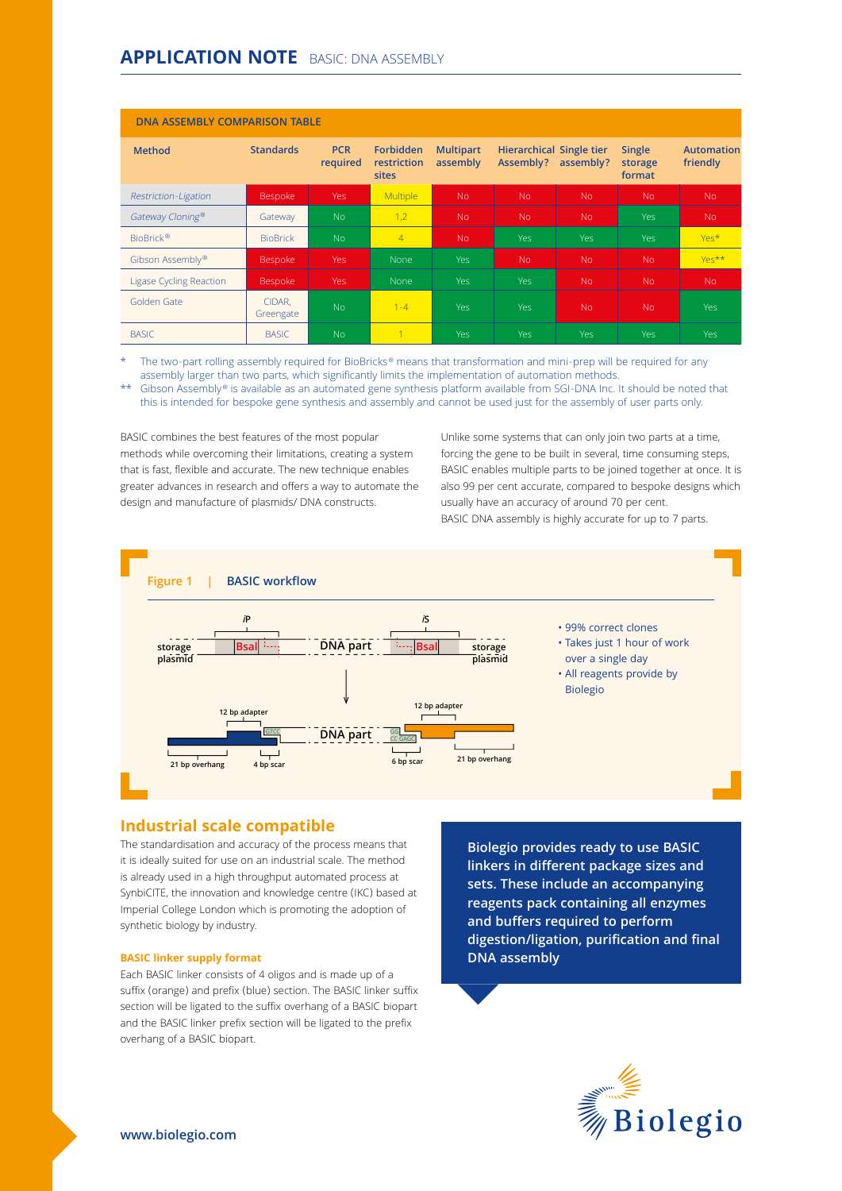## APPLICATION NOTE BASIC: DNA ASSEMBLY

**DNA ASSEMBLY COMPARISON TABLE**

| Method | Standards | PCR required | Forbidden restriction sites | Multipart assembly | Hierarchical Assembly? | Single tier assembly? | Single storage format | Automation friendly |
|---|---|---|---|---|---|---|---|---|
| *Restriction-Ligation* | Bespoke | Yes | Multiple | No | No | No | No | No |
| *Gateway Cloning®* | Gateway | No | 1,2 | No | No | No | Yes | No |
| BioBrick® | BioBrick | No | 4 | No | Yes | Yes | Yes | Yes* |
| Gibson Assembly® | Bespoke | Yes | None | Yes | No | No | No | Yes** |
| Ligase Cycling Reaction | Bespoke | Yes | None | Yes | Yes | No | No | No |
| Golden Gate | CIDAR, Greengate | No | 1-4 | Yes | Yes | No | No | Yes |
| BASIC | BASIC | No | 1 | Yes | Yes | Yes | Yes | Yes |

\* The two-part rolling assembly required for BioBricks® means that transformation and mini-prep will be required for any assembly larger than two parts, which significantly limits the implementation of automation methods.

\*\* Gibson Assembly® is available as an automated gene synthesis platform available from SGI-DNA Inc. It should be noted that this is intended for bespoke gene synthesis and assembly and cannot be used just for the assembly of user parts only.

BASIC combines the best features of the most popular methods while overcoming their limitations, creating a system that is fast, flexible and accurate. The new technique enables greater advances in research and offers a way to automate the design and manufacture of plasmids/ DNA constructs.

Unlike some systems that can only join two parts at a time, forcing the gene to be built in several, time consuming steps, BASIC enables multiple parts to be joined together at once. It is also 99 per cent accurate, compared to bespoke designs which usually have an accuracy of around 70 per cent.
BASIC DNA assembly is highly accurate for up to 7 parts.

**Figure 1 | BASIC workflow**

storage plasmid | iP | BsaI | DNA part | iS | BsaI | storage plasmid

12 bp adapter | GTCC | DNA part | GG CC GAGC | 12 bp adapter

21 bp overhang | 4 bp scar | 6 bp scar | 21 bp overhang

- 99% correct clones
- Takes just 1 hour of work over a single day
- All reagents provide by Biolegio

## Industrial scale compatible

The standardisation and accuracy of the process means that it is ideally suited for use on an industrial scale. The method is already used in a high throughput automated process at SynbiCITE, the innovation and knowledge centre (IKC) based at Imperial College London which is promoting the adoption of synthetic biology by industry.

### BASIC linker supply format

Each BASIC linker consists of 4 oligos and is made up of a suffix (orange) and prefix (blue) section. The BASIC linker suffix section will be ligated to the suffix overhang of a BASIC biopart and the BASIC linker prefix section will be ligated to the prefix overhang of a BASIC biopart.

**Biolegio provides ready to use BASIC linkers in different package sizes and sets. These include an accompanying reagents pack containing all enzymes and buffers required to perform digestion/ligation, purification and final DNA assembly**

www.biolegio.com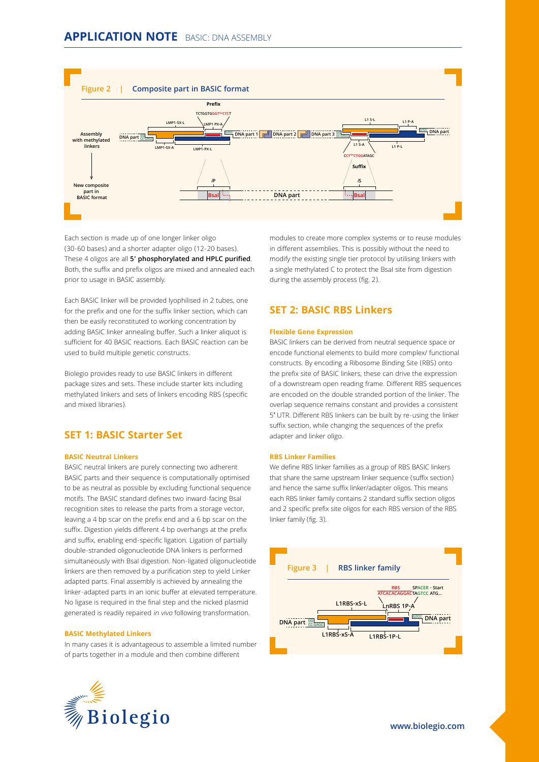**Figure 2 | Composite part in BASIC format**

Each section is made up of one longer linker oligo (30-60 bases) and a shorter adapter oligo (12-20 bases). These 4 oligos are all **5' phosphorylated and HPLC purified**. Both, the suffix and prefix oligos are mixed and annealed each prior to usage in BASIC assembly.

Each BASIC linker will be provided lyophilised in 2 tubes, one for the prefix and one for the suffix linker section, which can then be easily reconstituted to working concentration by adding BASIC linker annealing buffer. Such a linker aliquot is sufficient for 40 BASIC reactions. Each BASIC reaction can be used to build multiple genetic constructs.

Biolegio provides ready to use BASIC linkers in different package sizes and sets. These include starter kits including methylated linkers and sets of linkers encoding RBS (specific and mixed libraries).

## SET 1: BASIC Starter Set

### BASIC Neutral Linkers

BASIC neutral linkers are purely connecting two adherent BASIC parts and their sequence is computationally optimised to be as neutral as possible by excluding functional sequence motifs. The BASIC standard defines two inward-facing BsaI recognition sites to release the parts from a storage vector, leaving a 4 bp scar on the prefix end and a 6 bp scar on the suffix. Digestion yields different 4 bp overhangs at the prefix and suffix, enabling end-specific ligation. Ligation of partially double-stranded oligonucleotide DNA linkers is performed simultaneously with BsaI digestion. Non-ligated oligonucleotide linkers are then removed by a purification step to yield Linker adapted parts. Final assembly is achieved by annealing the linker-adapted parts in an ionic buffer at elevated temperature. No ligase is required in the final step and the nicked plasmid generated is readily repaired *in vivo* following transformation.

### BASIC Methylated Linkers

In many cases it is advantageous to assemble a limited number of parts together in a module and then combine different modules to create more complex systems or to reuse modules in different assemblies. This is possibly without the need to modify the existing single tier protocol by utilising linkers with a single methylated C to protect the BsaI site from digestion during the assembly process (fig. 2).

## SET 2: BASIC RBS Linkers

### Flexible Gene Expression

BASIC linkers can be derived from neutral sequence space or encode functional elements to build more complex/ functional constructs. By encoding a Ribosome Binding Site (RBS) onto the prefix site of BASIC linkers, these can drive the expression of a downstream open reading frame. Different RBS sequences are encoded on the double stranded portion of the linker. The overlap sequence remains constant and provides a consistent 5' UTR. Different RBS linkers can be built by re-using the linker suffix section, while changing the sequences of the prefix adapter and linker oligo.

### RBS Linker Families

We define RBS linker families as a group of RBS BASIC linkers that share the same upstream linker sequence (suffix section) and hence the same suffix linker/adapter oligos. This means each RBS linker family contains 2 standard suffix section oligos and 2 specific prefix site oligos for each RBS version of the RBS linker family (fig. 3).

**Figure 3 | RBS linker family**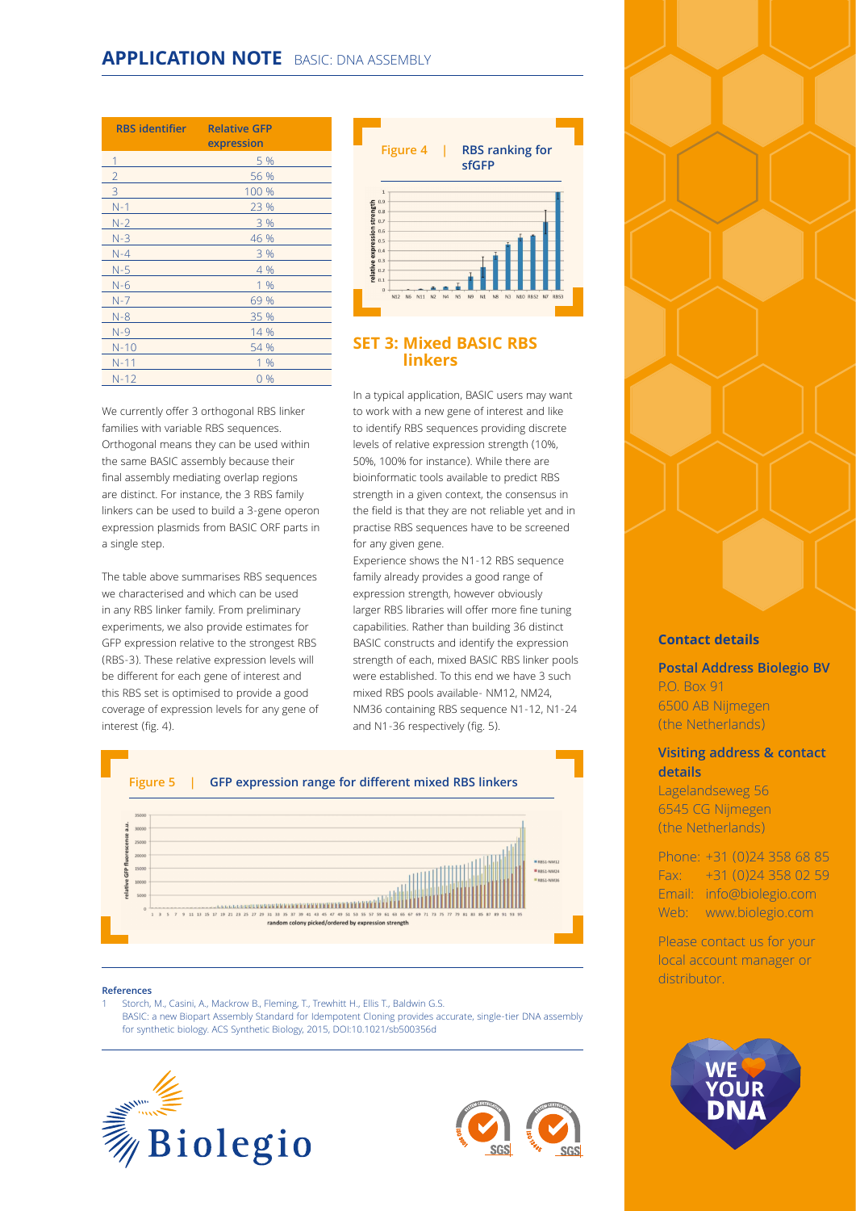## APPLICATION NOTE BASIC: DNA ASSEMBLY

| RBS identifier | Relative GFP expression |
|---|---|
| 1 | 5 % |
| 2 | 56 % |
| 3 | 100 % |
| N-1 | 23 % |
| N-2 | 3 % |
| N-3 | 46 % |
| N-4 | 3 % |
| N-5 | 4 % |
| N-6 | 1 % |
| N-7 | 69 % |
| N-8 | 35 % |
| N-9 | 14 % |
| N-10 | 54 % |
| N-11 | 1 % |
| N-12 | 0 % |

We currently offer 3 orthogonal RBS linker families with variable RBS sequences. Orthogonal means they can be used within the same BASIC assembly because their final assembly mediating overlap regions are distinct. For instance, the 3 RBS family linkers can be used to build a 3-gene operon expression plasmids from BASIC ORF parts in a single step.

The table above summarises RBS sequences we characterised and which can be used in any RBS linker family. From preliminary experiments, we also provide estimates for GFP expression relative to the strongest RBS (RBS-3). These relative expression levels will be different for each gene of interest and this RBS set is optimised to provide a good coverage of expression levels for any gene of interest (fig. 4).

**Figure 4 | RBS ranking for sfGFP**

relative expression strength

0 0.1 0.2 0.3 0.4 0.5 0.6 0.7 0.8 0.9 1

N12 N6 N11 N2 N4 N5 N9 N1 N8 N3 N10 RBS2 N7 RBS3

### SET 3: Mixed BASIC RBS linkers

In a typical application, BASIC users may want to work with a new gene of interest and like to identify RBS sequences providing discrete levels of relative expression strength (10%, 50%, 100% for instance). While there are bioinformatic tools available to predict RBS strength in a given context, the consensus in the field is that they are not reliable yet and in practise RBS sequences have to be screened for any given gene.

Experience shows the N1-12 RBS sequence family already provides a good range of expression strength, however obviously larger RBS libraries will offer more fine tuning capabilities. Rather than building 36 distinct BASIC constructs and identify the expression strength of each, mixed BASIC RBS linker pools were established. To this end we have 3 such mixed RBS pools available- NM12, NM24, NM36 containing RBS sequence N1-12, N1-24 and N1-36 respectively (fig. 5).

**Figure 5 | GFP expression range for different mixed RBS linkers**

relative GFP fluorescence a.u.

0 5000 10000 15000 20000 25000 30000 35000

RBS1-NM12
RBS1-NM24
RBS1-NM36

random colony picked/ordered by expression strength

#### References

1 Storch, M., Casini, A., Mackrow B., Fleming, T., Trewhitt H., Ellis T., Baldwin G.S. BASIC: a new Biopart Assembly Standard for Idempotent Cloning provides accurate, single-tier DNA assembly for synthetic biology. ACS Synthetic Biology, 2015, DOI:10.1021/sb500356d

Biolegio

#### Contact details

**Postal Address Biolegio BV**
P.O. Box 91
6500 AB Nijmegen
(the Netherlands)

**Visiting address & contact details**
Lagelandseweg 56
6545 CG Nijmegen
(the Netherlands)

Phone: +31 (0)24 358 68 85
Fax: +31 (0)24 358 02 59
Email: info@biolegio.com
Web: www.biolegio.com

Please contact us for your local account manager or distributor.

WE YOUR DNA